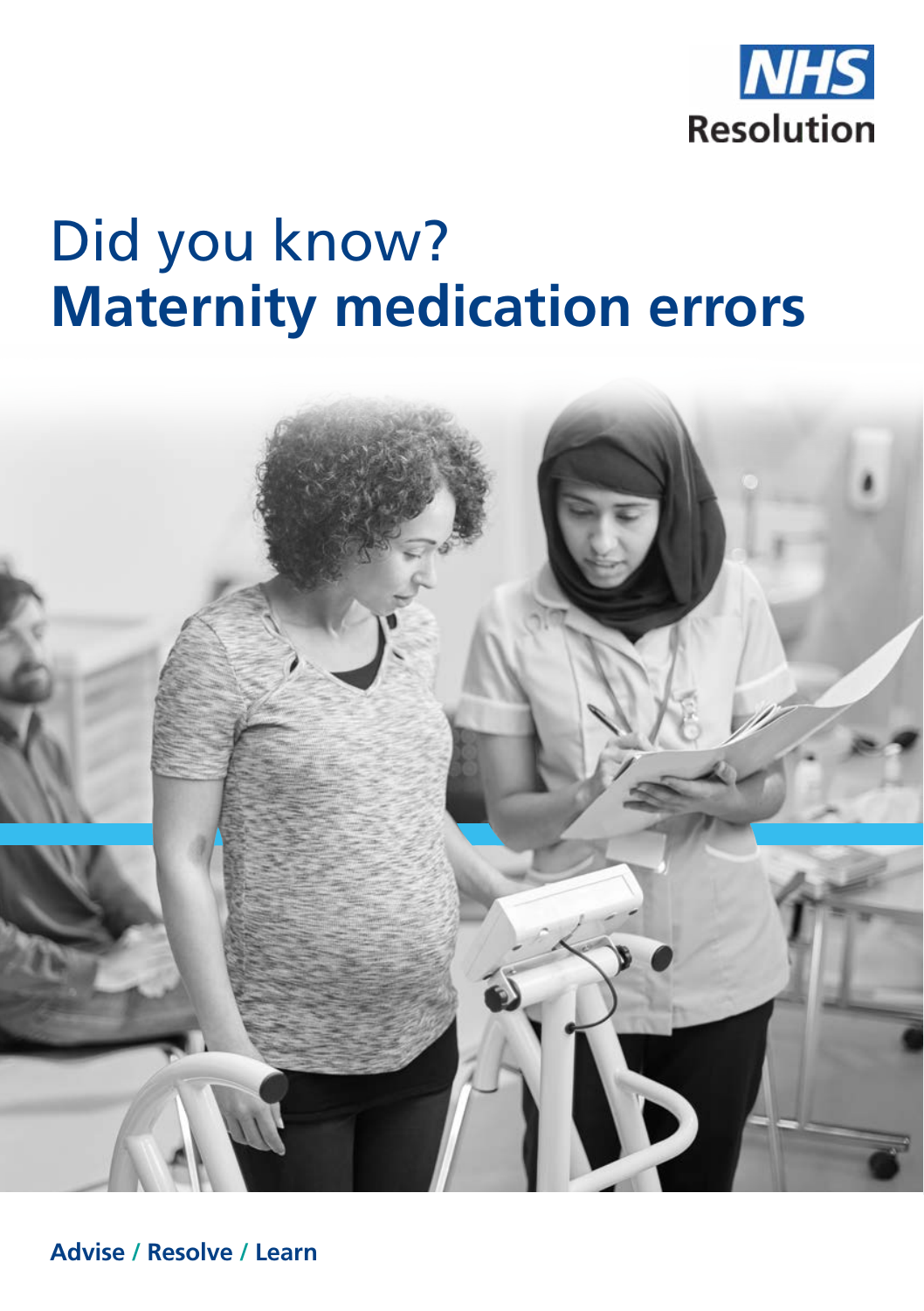NHS Resolution

# Did you know?
# **Maternity medication errors**

**Advise / Resolve / Learn**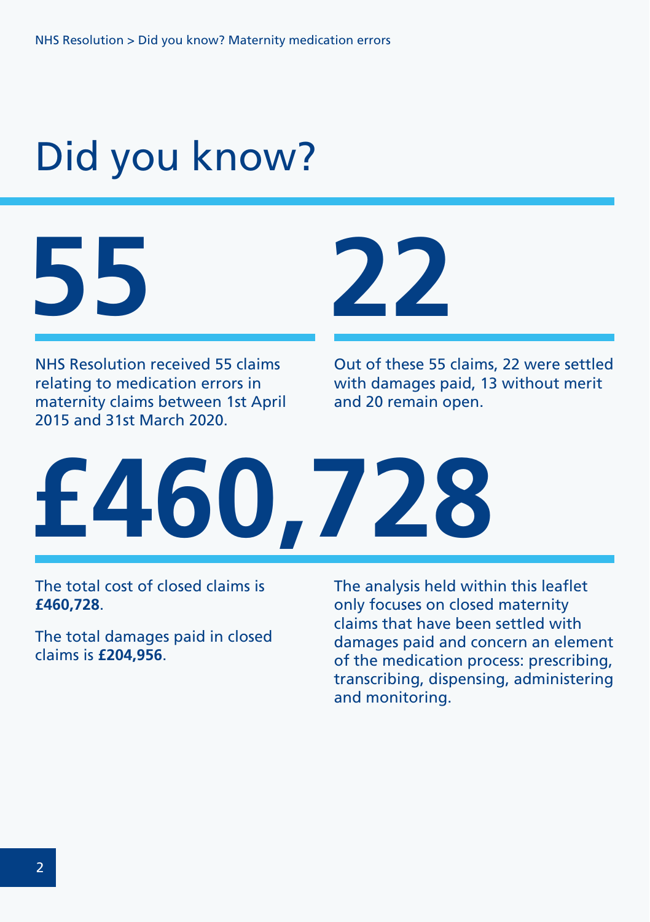# Did you know?

**55**

NHS Resolution received 55 claims relating to medication errors in maternity claims between 1st April 2015 and 31st March 2020.

**22**

Out of these 55 claims, 22 were settled with damages paid, 13 without merit and 20 remain open.

**£460,728**

The total cost of closed claims is **£460,728**.

The total damages paid in closed claims is **£204,956**.

The analysis held within this leaflet only focuses on closed maternity claims that have been settled with damages paid and concern an element of the medication process: prescribing, transcribing, dispensing, administering and monitoring.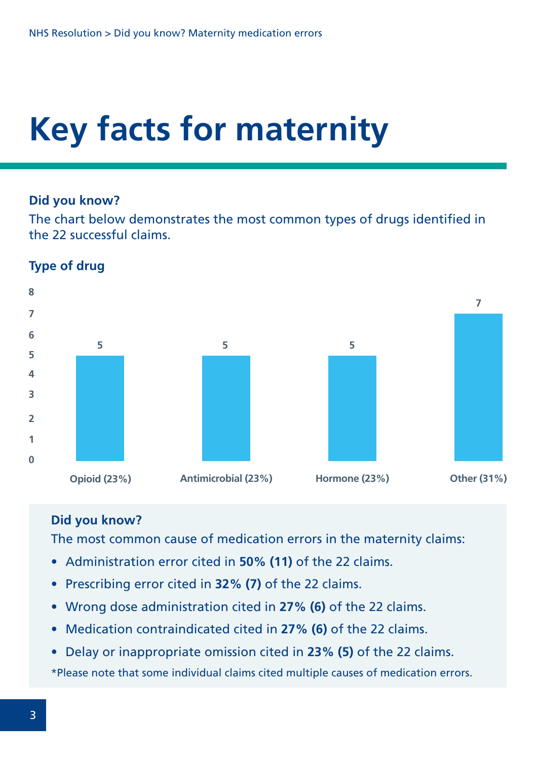# Key facts for maternity

### Did you know?

The chart below demonstrates the most common types of drugs identified in the 22 successful claims.

### Type of drug

| Type of drug | Count |
|---|---|
| Opioid (23%) | 5 |
| Antimicrobial (23%) | 5 |
| Hormone (23%) | 5 |
| Other (31%) | 7 |

### Did you know?

The most common cause of medication errors in the maternity claims:

- Administration error cited in **50% (11)** of the 22 claims.
- Prescribing error cited in **32% (7)** of the 22 claims.
- Wrong dose administration cited in **27% (6)** of the 22 claims.
- Medication contraindicated cited in **27% (6)** of the 22 claims.
- Delay or inappropriate omission cited in **23% (5)** of the 22 claims.

*Please note that some individual claims cited multiple causes of medication errors.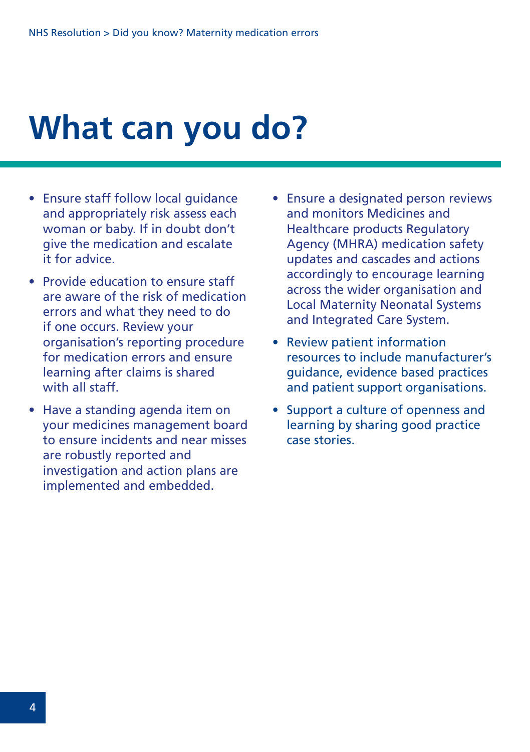# What can you do?

- Ensure staff follow local guidance and appropriately risk assess each woman or baby. If in doubt don't give the medication and escalate it for advice.
- Provide education to ensure staff are aware of the risk of medication errors and what they need to do if one occurs. Review your organisation's reporting procedure for medication errors and ensure learning after claims is shared with all staff.
- Have a standing agenda item on your medicines management board to ensure incidents and near misses are robustly reported and investigation and action plans are implemented and embedded.
- Ensure a designated person reviews and monitors Medicines and Healthcare products Regulatory Agency (MHRA) medication safety updates and cascades and actions accordingly to encourage learning across the wider organisation and Local Maternity Neonatal Systems and Integrated Care System.
- Review patient information resources to include manufacturer's guidance, evidence based practices and patient support organisations.
- Support a culture of openness and learning by sharing good practice case stories.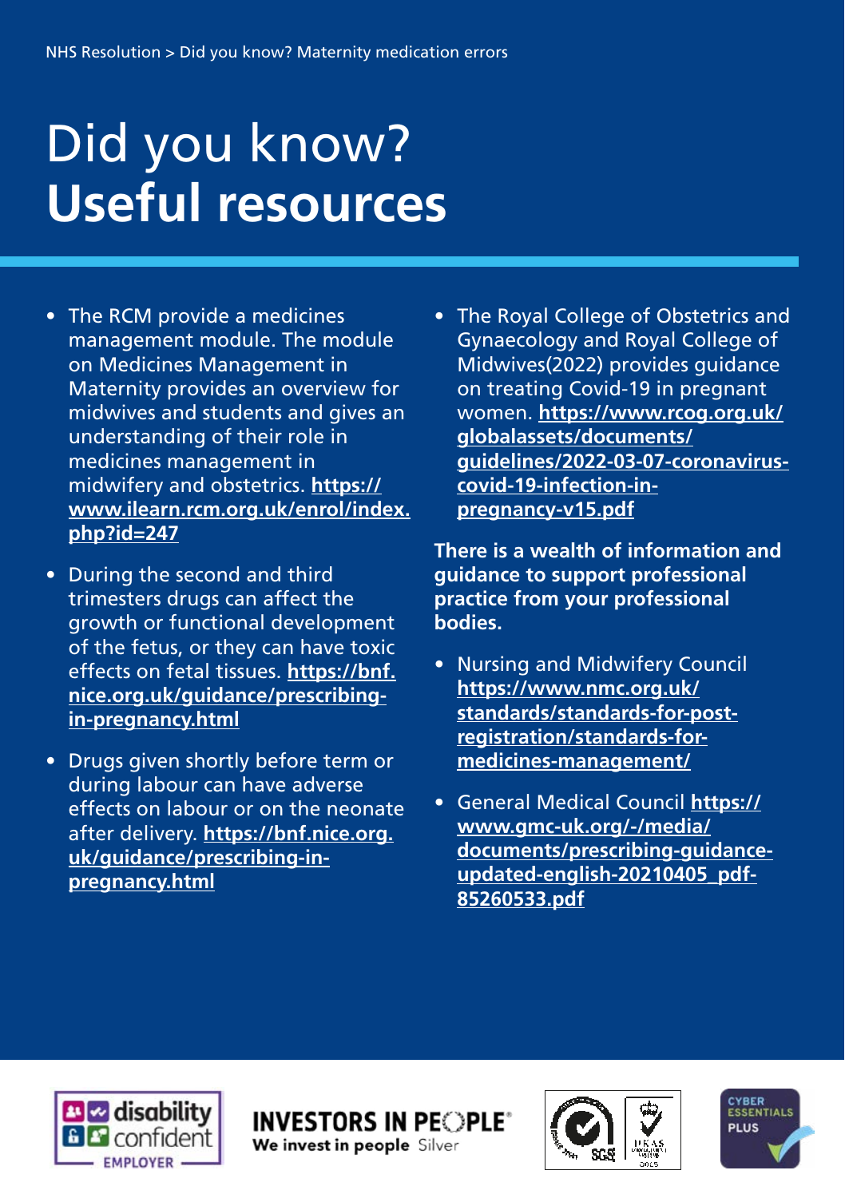# Did you know?
# **Useful resources**

- The RCM provide a medicines management module. The module on Medicines Management in Maternity provides an overview for midwives and students and gives an understanding of their role in medicines management in midwifery and obstetrics. **https://www.ilearn.rcm.org.uk/enrol/index.php?id=247**
- During the second and third trimesters drugs can affect the growth or functional development of the fetus, or they can have toxic effects on fetal tissues. **https://bnf.nice.org.uk/guidance/prescribing-in-pregnancy.html**
- Drugs given shortly before term or during labour can have adverse effects on labour or on the neonate after delivery. **https://bnf.nice.org.uk/guidance/prescribing-in-pregnancy.html**
- The Royal College of Obstetrics and Gynaecology and Royal College of Midwives(2022) provides guidance on treating Covid-19 in pregnant women. **https://www.rcog.org.uk/globalassets/documents/guidelines/2022-03-07-coronavirus-covid-19-infection-in-pregnancy-v15.pdf**

**There is a wealth of information and guidance to support professional practice from your professional bodies.**

- Nursing and Midwifery Council **https://www.nmc.org.uk/standards/standards-for-post-registration/standards-for-medicines-management/**
- General Medical Council **https://www.gmc-uk.org/-/media/documents/prescribing-guidance-updated-english-20210405_pdf-85260533.pdf**